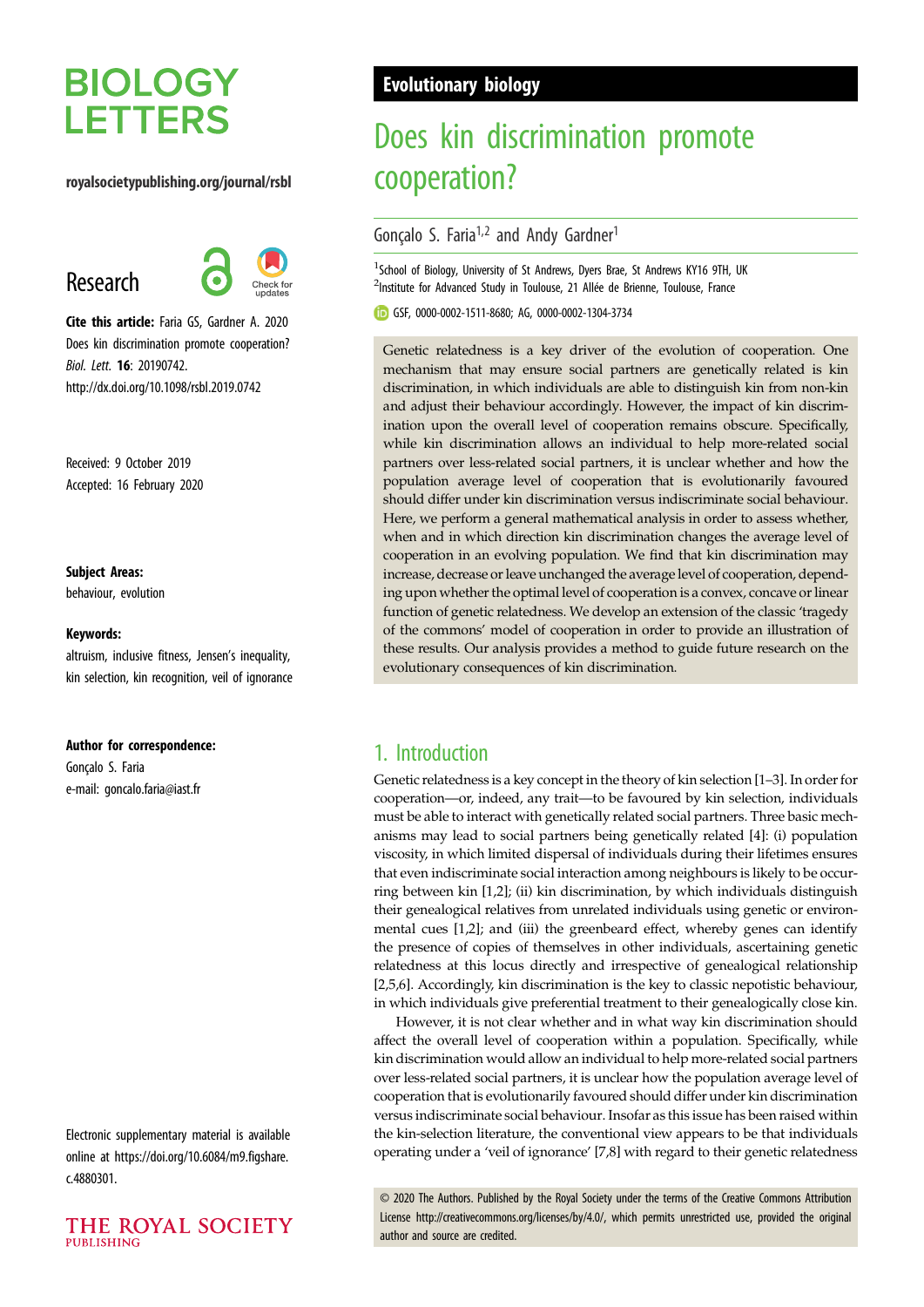# BIOLOGY LETTERS

royalsocietypublishing.org/journal/rsbl

Research

**Cite this article:** Faria GS, Gardner A. 2020 Does kin discrimination promote cooperation? *Biol. Lett.* **16**: 20190742. http://dx.doi.org/10.1098/rsbl.2019.0742

Received: 9 October 2019
Accepted: 16 February 2020

**Subject Areas:**
behaviour, evolution

**Keywords:**
altruism, inclusive fitness, Jensen's inequality, kin selection, kin recognition, veil of ignorance

**Author for correspondence:**
Gonçalo S. Faria
e-mail: goncalo.faria@iast.fr

Electronic supplementary material is available online at https://doi.org/10.6084/m9.figshare.c.4880301.

**Evolutionary biology**

# Does kin discrimination promote cooperation?

Gonçalo S. Faria[1,2] and Andy Gardner[1]

[1]School of Biology, University of St Andrews, Dyers Brae, St Andrews KY16 9TH, UK
[2]Institute for Advanced Study in Toulouse, 21 Allée de Brienne, Toulouse, France

GSF, 0000-0002-1511-8680; AG, 0000-0002-1304-3734

Genetic relatedness is a key driver of the evolution of cooperation. One mechanism that may ensure social partners are genetically related is kin discrimination, in which individuals are able to distinguish kin from non-kin and adjust their behaviour accordingly. However, the impact of kin discrimination upon the overall level of cooperation remains obscure. Specifically, while kin discrimination allows an individual to help more-related social partners over less-related social partners, it is unclear whether and how the population average level of cooperation that is evolutionarily favoured should differ under kin discrimination versus indiscriminate social behaviour. Here, we perform a general mathematical analysis in order to assess whether, when and in which direction kin discrimination changes the average level of cooperation in an evolving population. We find that kin discrimination may increase, decrease or leave unchanged the average level of cooperation, depending upon whether the optimal level of cooperation is a convex, concave or linear function of genetic relatedness. We develop an extension of the classic 'tragedy of the commons' model of cooperation in order to provide an illustration of these results. Our analysis provides a method to guide future research on the evolutionary consequences of kin discrimination.

## 1. Introduction

Genetic relatedness is a key concept in the theory of kin selection [1–3]. In order for cooperation—or, indeed, any trait—to be favoured by kin selection, individuals must be able to interact with genetically related social partners. Three basic mechanisms may lead to social partners being genetically related [4]: (i) population viscosity, in which limited dispersal of individuals during their lifetimes ensures that even indiscriminate social interaction among neighbours is likely to be occurring between kin [1,2]; (ii) kin discrimination, by which individuals distinguish their genealogical relatives from unrelated individuals using genetic or environmental cues [1,2]; and (iii) the greenbeard effect, whereby genes can identify the presence of copies of themselves in other individuals, ascertaining genetic relatedness at this locus directly and irrespective of genealogical relationship [2,5,6]. Accordingly, kin discrimination is the key to classic nepotistic behaviour, in which individuals give preferential treatment to their genealogically close kin.

However, it is not clear whether and in what way kin discrimination should affect the overall level of cooperation within a population. Specifically, while kin discrimination would allow an individual to help more-related social partners over less-related social partners, it is unclear how the population average level of cooperation that is evolutionarily favoured should differ under kin discrimination versus indiscriminate social behaviour. Insofar as this issue has been raised within the kin-selection literature, the conventional view appears to be that individuals operating under a 'veil of ignorance' [7,8] with regard to their genetic relatedness

© 2020 The Authors. Published by the Royal Society under the terms of the Creative Commons Attribution License http://creativecommons.org/licenses/by/4.0/, which permits unrestricted use, provided the original author and source are credited.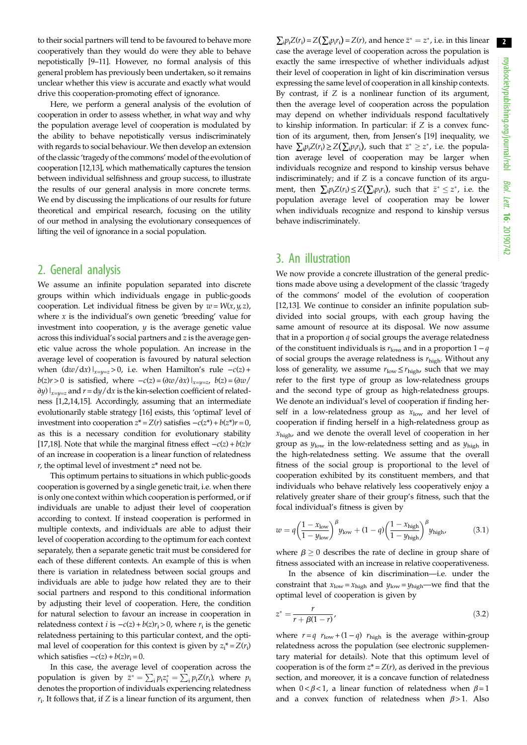to their social partners will tend to be favoured to behave more cooperatively than they would do were they able to behave nepotistically [9–11]. However, no formal analysis of this general problem has previously been undertaken, so it remains unclear whether this view is accurate and exactly what would drive this cooperation-promoting effect of ignorance.

Here, we perform a general analysis of the evolution of cooperation in order to assess whether, in what way and why the population average level of cooperation is modulated by the ability to behave nepotistically versus indiscriminately with regards to social behaviour. We then develop an extension of the classic 'tragedy of the commons' model of the evolution of cooperation [12,13], which mathematically captures the tension between individual selfishness and group success, to illustrate the results of our general analysis in more concrete terms. We end by discussing the implications of our results for future theoretical and empirical research, focusing on the utility of our method in analysing the evolutionary consequences of lifting the veil of ignorance in a social population.

## 2. General analysis

We assume an infinite population separated into discrete groups within which individuals engage in public-goods cooperation. Let individual fitness be given by $w = W(x, y, z)$, where $x$ is the individual's own genetic 'breeding' value for investment into cooperation, $y$ is the average genetic value across this individual's social partners and $z$ is the average genetic value across the whole population. An increase in the average level of cooperation is favoured by natural selection when $(\mathrm{d}w/\mathrm{d}x)|_{x=y=z} > 0$, i.e. when Hamilton's rule $-c(z) + b(z)r > 0$ is satisfied, where $-c(z) = (\partial w/\partial x)|_{x=y=z}$, $b(z) = (\partial w/\partial y)|_{x=y=z}$ and $r = \mathrm{d}y/\mathrm{d}x$ is the kin-selection coefficient of relatedness [1,2,14,15]. Accordingly, assuming that an intermediate evolutionarily stable strategy [16] exists, this 'optimal' level of investment into cooperation $z^* = Z(r)$ satisfies $-c(z^*) + b(z^*)r = 0$, as this is a necessary condition for evolutionary stability [17,18]. Note that while the marginal fitness effect $-c(z) + b(z)r$ of an increase in cooperation is a linear function of relatedness $r$, the optimal level of investment $z^*$ need not be.

This optimum pertains to situations in which public-goods cooperation is governed by a single genetic trait, i.e. when there is only one context within which cooperation is performed, or if individuals are unable to adjust their level of cooperation according to context. If instead cooperation is performed in multiple contexts, and individuals are able to adjust their level of cooperation according to the optimum for each context separately, then a separate genetic trait must be considered for each of these different contexts. An example of this is when there is variation in relatedness between social groups and individuals are able to judge how related they are to their social partners and respond to this conditional information by adjusting their level of cooperation. Here, the condition for natural selection to favour an increase in cooperation in relatedness context $i$ is $-c(z) + b(z)r_i > 0$, where $r_i$ is the genetic relatedness pertaining to this particular context, and the optimal level of cooperation for this context is given by $z_i^* = Z(r_i)$ which satisfies $-c(z) + b(z)r_i = 0$.

In this case, the average level of cooperation across the population is given by $\bar{z}^* = \sum_i p_i z_i^* = \sum_i p_i Z(r_i)$, where $p_i$ denotes the proportion of individuals experiencing relatedness $r_i$. It follows that, if $Z$ is a linear function of its argument, then $\sum_i p_i Z(r_i) = Z(\sum_i p_i r_i) = Z(r)$, and hence $\bar{z}^* = z^*$, i.e. in this linear case the average level of cooperation across the population is exactly the same irrespective of whether individuals adjust their level of cooperation in light of kin discrimination versus expressing the same level of cooperation in all kinship contexts. By contrast, if $Z$ is a nonlinear function of its argument, then the average level of cooperation across the population may depend on whether individuals respond facultatively to kinship information. In particular: if $Z$ is a convex function of its argument, then, from Jensen's [19] inequality, we have $\sum_i p_i Z(r_i) \geq Z(\sum_i p_i r_i)$, such that $\bar{z}^* \geq z^*$, i.e. the population average level of cooperation may be larger when individuals recognize and respond to kinship versus behave indiscriminately; and if $Z$ is a concave function of its argument, then $\sum_i p_i Z(r_i) \leq Z(\sum_i p_i r_i)$, such that $\bar{z}^* \leq z^*$, i.e. the population average level of cooperation may be lower when individuals recognize and respond to kinship versus behave indiscriminately.

## 3. An illustration

We now provide a concrete illustration of the general predictions made above using a development of the classic 'tragedy of the commons' model of the evolution of cooperation [12,13]. We continue to consider an infinite population subdivided into social groups, with each group having the same amount of resource at its disposal. We now assume that in a proportion $q$ of social groups the average relatedness of the constituent individuals is $r_{\mathrm{low}}$, and in a proportion $1 - q$ of social groups the average relatedness is $r_{\mathrm{high}}$. Without any loss of generality, we assume $r_{\mathrm{low}} \leq r_{\mathrm{high}}$, such that we may refer to the first type of group as low-relatedness groups and the second type of group as high-relatedness groups. We denote an individual's level of cooperation if finding herself in a low-relatedness group as $x_{\mathrm{low}}$ and her level of cooperation if finding herself in a high-relatedness group as $x_{\mathrm{high}}$, and we denote the overall level of cooperation in her group as $y_{\mathrm{low}}$ in the low-relatedness setting and as $y_{\mathrm{high}}$ in the high-relatedness setting. We assume that the overall fitness of the social group is proportional to the level of cooperation exhibited by its constituent members, and that individuals who behave relatively less cooperatively enjoy a relatively greater share of their group's fitness, such that the focal individual's fitness is given by

$$w = q\left(\frac{1 - x_{\mathrm{low}}}{1 - y_{\mathrm{low}}}\right)^{\beta} y_{\mathrm{low}} + (1 - q)\left(\frac{1 - x_{\mathrm{high}}}{1 - y_{\mathrm{high}}}\right)^{\beta} y_{\mathrm{high}}, \tag{3.1}$$

where $\beta \geq 0$ describes the rate of decline in group share of fitness associated with an increase in relative cooperativeness.

In the absence of kin discrimination—i.e. under the constraint that $x_{\mathrm{low}} = x_{\mathrm{high}}$ and $y_{\mathrm{low}} = y_{\mathrm{high}}$—we find that the optimal level of cooperation is given by

$$z^* = \frac{r}{r + \beta(1 - r)}, \tag{3.2}$$

where $r = q\ r_{\mathrm{low}} + (1 - q)\ r_{\mathrm{high}}$ is the average within-group relatedness across the population (see electronic supplementary material for details). Note that this optimum level of cooperation is of the form $z^* = Z(r)$, as derived in the previous section, and moreover, it is a concave function of relatedness when $0 < \beta < 1$, a linear function of relatedness when $\beta = 1$ and a convex function of relatedness when $\beta > 1$. Also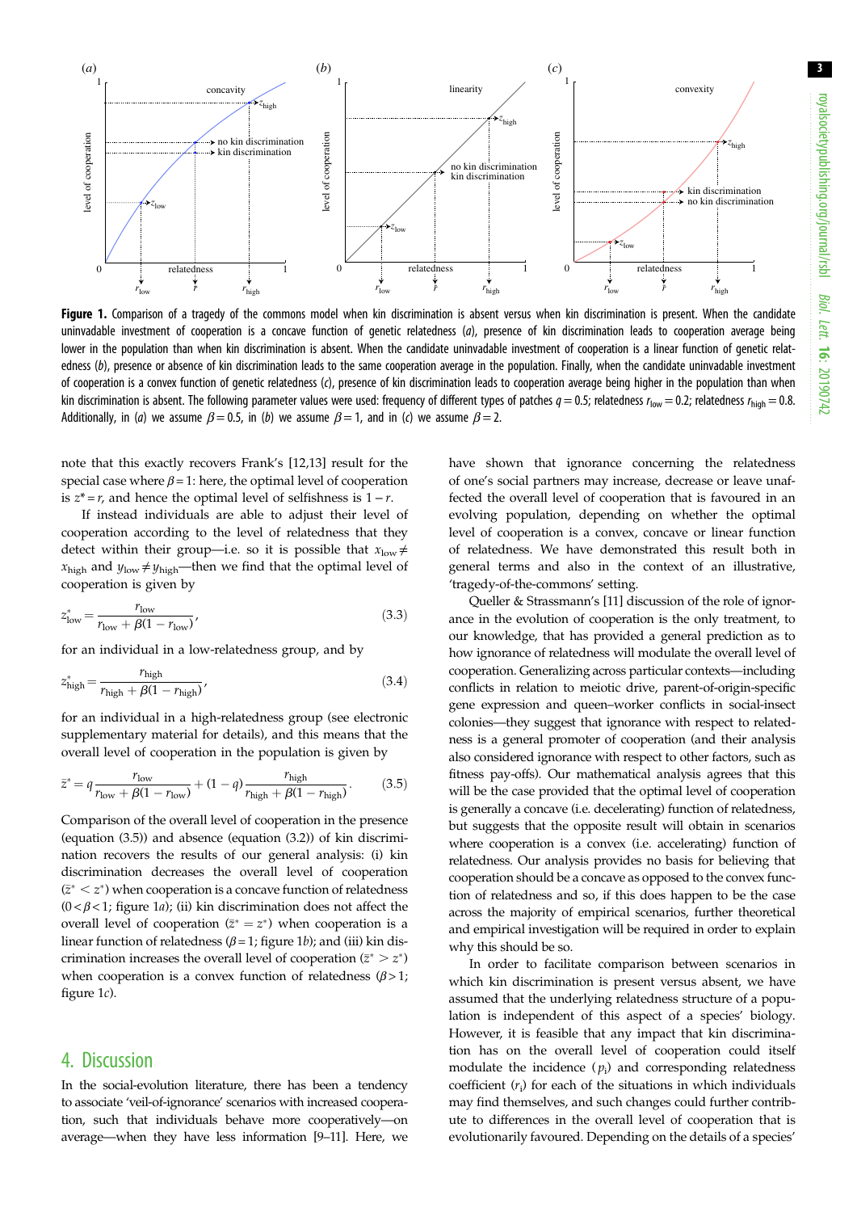**Figure 1.** Comparison of a tragedy of the commons model when kin discrimination is absent versus when kin discrimination is present. When the candidate uninvadable investment of cooperation is a concave function of genetic relatedness (*a*), presence of kin discrimination leads to cooperation average being lower in the population than when kin discrimination is absent. When the candidate uninvadable investment of cooperation is a linear function of genetic relatedness (*b*), presence or absence of kin discrimination leads to the same cooperation average in the population. Finally, when the candidate uninvadable investment of cooperation is a convex function of genetic relatedness (*c*), presence of kin discrimination leads to cooperation average being higher in the population than when kin discrimination is absent. The following parameter values were used: frequency of different types of patches $q = 0.5$; relatedness $r_{\text{low}} = 0.2$; relatedness $r_{\text{high}} = 0.8$. Additionally, in (*a*) we assume $\beta = 0.5$, in (*b*) we assume $\beta = 1$, and in (*c*) we assume $\beta = 2$.

note that this exactly recovers Frank's [12,13] result for the special case where $\beta = 1$: here, the optimal level of cooperation is $z^* = r$, and hence the optimal level of selfishness is $1 - r$.

If instead individuals are able to adjust their level of cooperation according to the level of relatedness that they detect within their group—i.e. so it is possible that $x_{\text{low}} \neq x_{\text{high}}$ and $y_{\text{low}} \neq y_{\text{high}}$—then we find that the optimal level of cooperation is given by

$$z^*_{\text{low}} = \frac{r_{\text{low}}}{r_{\text{low}} + \beta(1 - r_{\text{low}})}, \tag{3.3}$$

for an individual in a low-relatedness group, and by

$$z^*_{\text{high}} = \frac{r_{\text{high}}}{r_{\text{high}} + \beta(1 - r_{\text{high}})}, \tag{3.4}$$

for an individual in a high-relatedness group (see electronic supplementary material for details), and this means that the overall level of cooperation in the population is given by

$$\bar{z}^* = q\,\frac{r_{\text{low}}}{r_{\text{low}} + \beta(1 - r_{\text{low}})} + (1 - q)\,\frac{r_{\text{high}}}{r_{\text{high}} + \beta(1 - r_{\text{high}})}. \tag{3.5}$$

Comparison of the overall level of cooperation in the presence (equation (3.5)) and absence (equation (3.2)) of kin discrimination recovers the results of our general analysis: (i) kin discrimination decreases the overall level of cooperation ($\bar{z}^* < z^*$) when cooperation is a concave function of relatedness ($0 < \beta < 1$; figure 1*a*); (ii) kin discrimination does not affect the overall level of cooperation ($\bar{z}^* = z^*$) when cooperation is a linear function of relatedness ($\beta = 1$; figure 1*b*); and (iii) kin discrimination increases the overall level of cooperation ($\bar{z}^* > z^*$) when cooperation is a convex function of relatedness ($\beta > 1$; figure 1*c*).

## 4. Discussion

In the social-evolution literature, there has been a tendency to associate 'veil-of-ignorance' scenarios with increased cooperation, such that individuals behave more cooperatively—on average—when they have less information [9–11]. Here, we have shown that ignorance concerning the relatedness of one's social partners may increase, decrease or leave unaffected the overall level of cooperation that is favoured in an evolving population, depending on whether the optimal level of cooperation is a convex, concave or linear function of relatedness. We have demonstrated this result both in general terms and also in the context of an illustrative, 'tragedy-of-the-commons' setting.

Queller & Strassmann's [11] discussion of the role of ignorance in the evolution of cooperation is the only treatment, to our knowledge, that has provided a general prediction as to how ignorance of relatedness will modulate the overall level of cooperation. Generalizing across particular contexts—including conflicts in relation to meiotic drive, parent-of-origin-specific gene expression and queen–worker conflicts in social-insect colonies—they suggest that ignorance with respect to relatedness is a general promoter of cooperation (and their analysis also considered ignorance with respect to other factors, such as fitness pay-offs). Our mathematical analysis agrees that this will be the case provided that the optimal level of cooperation is generally a concave (i.e. decelerating) function of relatedness, but suggests that the opposite result will obtain in scenarios where cooperation is a convex (i.e. accelerating) function of relatedness. Our analysis provides no basis for believing that cooperation should be a concave as opposed to the convex function of relatedness and so, if this does happen to be the case across the majority of empirical scenarios, further theoretical and empirical investigation will be required in order to explain why this should be so.

In order to facilitate comparison between scenarios in which kin discrimination is present versus absent, we have assumed that the underlying relatedness structure of a population is independent of this aspect of a species' biology. However, it is feasible that any impact that kin discrimination has on the overall level of cooperation could itself modulate the incidence ($p_i$) and corresponding relatedness coefficient ($r_i$) for each of the situations in which individuals may find themselves, and such changes could further contribute to differences in the overall level of cooperation that is evolutionarily favoured. Depending on the details of a species'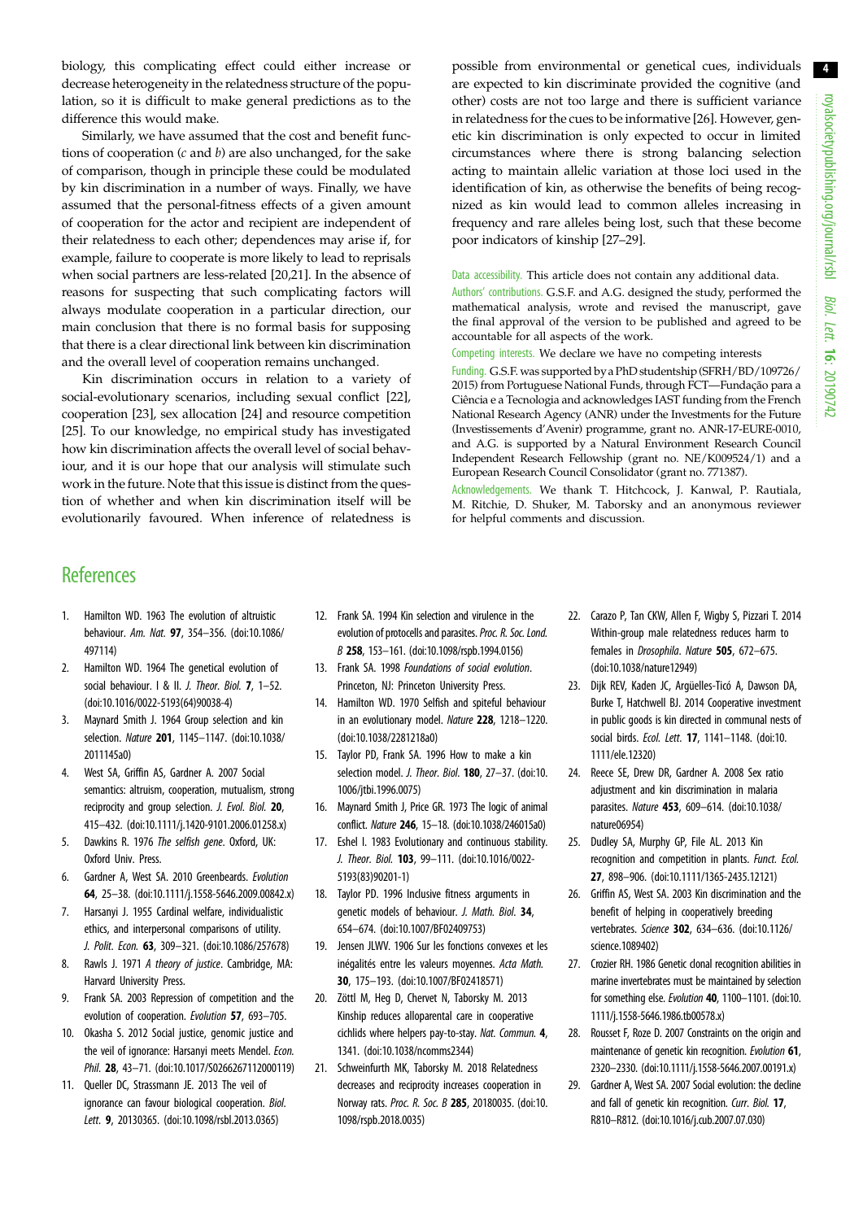biology, this complicating effect could either increase or decrease heterogeneity in the relatedness structure of the population, so it is difficult to make general predictions as to the difference this would make.

Similarly, we have assumed that the cost and benefit functions of cooperation ($c$ and $b$) are also unchanged, for the sake of comparison, though in principle these could be modulated by kin discrimination in a number of ways. Finally, we have assumed that the personal-fitness effects of a given amount of cooperation for the actor and recipient are independent of their relatedness to each other; dependences may arise if, for example, failure to cooperate is more likely to lead to reprisals when social partners are less-related [20,21]. In the absence of reasons for suspecting that such complicating factors will always modulate cooperation in a particular direction, our main conclusion that there is no formal basis for supposing that there is a clear directional link between kin discrimination and the overall level of cooperation remains unchanged.

Kin discrimination occurs in relation to a variety of social-evolutionary scenarios, including sexual conflict [22], cooperation [23], sex allocation [24] and resource competition [25]. To our knowledge, no empirical study has investigated how kin discrimination affects the overall level of social behaviour, and it is our hope that our analysis will stimulate such work in the future. Note that this issue is distinct from the question of whether and when kin discrimination itself will be evolutionarily favoured. When inference of relatedness is possible from environmental or genetical cues, individuals are expected to kin discriminate provided the cognitive (and other) costs are not too large and there is sufficient variance in relatedness for the cues to be informative [26]. However, genetic kin discrimination is only expected to occur in limited circumstances where there is strong balancing selection acting to maintain allelic variation at those loci used in the identification of kin, as otherwise the benefits of being recognized as kin would lead to common alleles increasing in frequency and rare alleles being lost, such that these become poor indicators of kinship [27–29].

Data accessibility. This article does not contain any additional data.

Authors' contributions. G.S.F. and A.G. designed the study, performed the mathematical analysis, wrote and revised the manuscript, gave the final approval of the version to be published and agreed to be accountable for all aspects of the work.

Competing interests. We declare we have no competing interests

Funding. G.S.F. was supported by a PhD studentship (SFRH/BD/109726/2015) from Portuguese National Funds, through FCT—Fundação para a Ciência e a Tecnologia and acknowledges IAST funding from the French National Research Agency (ANR) under the Investments for the Future (Investissements d'Avenir) programme, grant no. ANR-17-EURE-0010, and A.G. is supported by a Natural Environment Research Council Independent Research Fellowship (grant no. NE/K009524/1) and a European Research Council Consolidator (grant no. 771387).

Acknowledgements. We thank T. Hitchcock, J. Kanwal, P. Rautiala, M. Ritchie, D. Shuker, M. Taborsky and an anonymous reviewer for helpful comments and discussion.

## References

1. Hamilton WD. 1963 The evolution of altruistic behaviour. *Am. Nat.* **97**, 354–356. (doi:10.1086/497114)
2. Hamilton WD. 1964 The genetical evolution of social behaviour. I & II. *J. Theor. Biol.* **7**, 1–52. (doi:10.1016/0022-5193(64)90038-4)
3. Maynard Smith J. 1964 Group selection and kin selection. *Nature* **201**, 1145–1147. (doi:10.1038/2011145a0)
4. West SA, Griffin AS, Gardner A. 2007 Social semantics: altruism, cooperation, mutualism, strong reciprocity and group selection. *J. Evol. Biol.* **20**, 415–432. (doi:10.1111/j.1420-9101.2006.01258.x)
5. Dawkins R. 1976 *The selfish gene*. Oxford, UK: Oxford Univ. Press.
6. Gardner A, West SA. 2010 Greenbeards. *Evolution* **64**, 25–38. (doi:10.1111/j.1558-5646.2009.00842.x)
7. Harsanyi J. 1955 Cardinal welfare, individualistic ethics, and interpersonal comparisons of utility. *J. Polit. Econ.* **63**, 309–321. (doi:10.1086/257678)
8. Rawls J. 1971 *A theory of justice*. Cambridge, MA: Harvard University Press.
9. Frank SA. 2003 Repression of competition and the evolution of cooperation. *Evolution* **57**, 693–705.
10. Okasha S. 2012 Social justice, genomic justice and the veil of ignorance: Harsanyi meets Mendel. *Econ. Phil.* **28**, 43–71. (doi:10.1017/S0266267112000119)
11. Queller DC, Strassmann JE. 2013 The veil of ignorance can favour biological cooperation. *Biol. Lett.* **9**, 20130365. (doi:10.1098/rsbl.2013.0365)
12. Frank SA. 1994 Kin selection and virulence in the evolution of protocells and parasites. *Proc. R. Soc. Lond. B* **258**, 153–161. (doi:10.1098/rspb.1994.0156)
13. Frank SA. 1998 *Foundations of social evolution*. Princeton, NJ: Princeton University Press.
14. Hamilton WD. 1970 Selfish and spiteful behaviour in an evolutionary model. *Nature* **228**, 1218–1220. (doi:10.1038/2281218a0)
15. Taylor PD, Frank SA. 1996 How to make a kin selection model. *J. Theor. Biol.* **180**, 27–37. (doi:10.1006/jtbi.1996.0075)
16. Maynard Smith J, Price GR. 1973 The logic of animal conflict. *Nature* **246**, 15–18. (doi:10.1038/246015a0)
17. Eshel I. 1983 Evolutionary and continuous stability. *J. Theor. Biol.* **103**, 99–111. (doi:10.1016/0022-5193(83)90201-1)
18. Taylor PD. 1996 Inclusive fitness arguments in genetic models of behaviour. *J. Math. Biol.* **34**, 654–674. (doi:10.1007/BF02409753)
19. Jensen JLWV. 1906 Sur les fonctions convexes et les inégalités entre les valeurs moyennes. *Acta Math.* **30**, 175–193. (doi:10.1007/BF02418571)
20. Zöttl M, Heg D, Chervet N, Taborsky M. 2013 Kinship reduces alloparental care in cooperative cichlids where helpers pay-to-stay. *Nat. Commun.* **4**, 1341. (doi:10.1038/ncomms2344)
21. Schweinfurth MK, Taborsky M. 2018 Relatedness decreases and reciprocity increases cooperation in Norway rats. *Proc. R. Soc. B* **285**, 20180035. (doi:10.1098/rspb.2018.0035)
22. Carazo P, Tan CKW, Allen F, Wigby S, Pizzari T. 2014 Within-group male relatedness reduces harm to females in *Drosophila*. *Nature* **505**, 672–675. (doi:10.1038/nature12949)
23. Dijk REV, Kaden JC, Argüelles-Ticó A, Dawson DA, Burke T, Hatchwell BJ. 2014 Cooperative investment in public goods is kin directed in communal nests of social birds. *Ecol. Lett.* **17**, 1141–1148. (doi:10.1111/ele.12320)
24. Reece SE, Drew DR, Gardner A. 2008 Sex ratio adjustment and kin discrimination in malaria parasites. *Nature* **453**, 609–614. (doi:10.1038/nature06954)
25. Dudley SA, Murphy GP, File AL. 2013 Kin recognition and competition in plants. *Funct. Ecol.* **27**, 898–906. (doi:10.1111/1365-2435.12121)
26. Griffin AS, West SA. 2003 Kin discrimination and the benefit of helping in cooperatively breeding vertebrates. *Science* **302**, 634–636. (doi:10.1126/science.1089402)
27. Crozier RH. 1986 Genetic clonal recognition abilities in marine invertebrates must be maintained by selection for something else. *Evolution* **40**, 1100–1101. (doi:10.1111/j.1558-5646.1986.tb00578.x)
28. Rousset F, Roze D. 2007 Constraints on the origin and maintenance of genetic kin recognition. *Evolution* **61**, 2320–2330. (doi:10.1111/j.1558-5646.2007.00191.x)
29. Gardner A, West SA. 2007 Social evolution: the decline and fall of genetic kin recognition. *Curr. Biol.* **17**, R810–R812. (doi:10.1016/j.cub.2007.07.030)